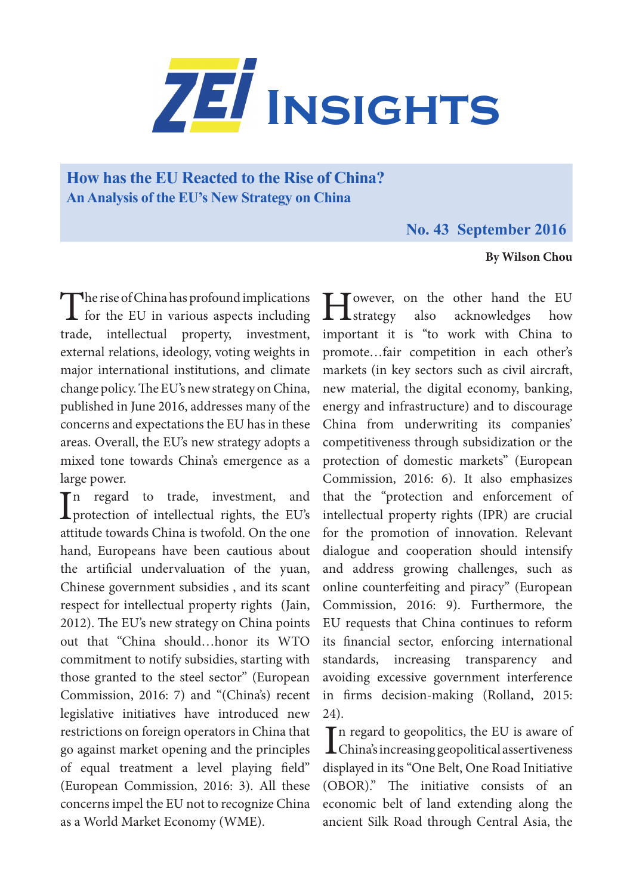# ZEI Insights

## How has the EU Reacted to the Rise of China?
### An Analysis of the EU's New Strategy on China

**No. 43 September 2016**

**By Wilson Chou**

The rise of China has profound implications for the EU in various aspects including trade, intellectual property, investment, external relations, ideology, voting weights in major international institutions, and climate change policy. The EU's new strategy on China, published in June 2016, addresses many of the concerns and expectations the EU has in these areas. Overall, the EU's new strategy adopts a mixed tone towards China's emergence as a large power.

In regard to trade, investment, and protection of intellectual rights, the EU's attitude towards China is twofold. On the one hand, Europeans have been cautious about the artificial undervaluation of the yuan, Chinese government subsidies , and its scant respect for intellectual property rights (Jain, 2012). The EU's new strategy on China points out that "China should…honor its WTO commitment to notify subsidies, starting with those granted to the steel sector" (European Commission, 2016: 7) and "(China's) recent legislative initiatives have introduced new restrictions on foreign operators in China that go against market opening and the principles of equal treatment a level playing field" (European Commission, 2016: 3). All these concerns impel the EU not to recognize China as a World Market Economy (WME).

However, on the other hand the EU strategy also acknowledges how important it is "to work with China to promote…fair competition in each other's markets (in key sectors such as civil aircraft, new material, the digital economy, banking, energy and infrastructure) and to discourage China from underwriting its companies' competitiveness through subsidization or the protection of domestic markets" (European Commission, 2016: 6). It also emphasizes that the "protection and enforcement of intellectual property rights (IPR) are crucial for the promotion of innovation. Relevant dialogue and cooperation should intensify and address growing challenges, such as online counterfeiting and piracy" (European Commission, 2016: 9). Furthermore, the EU requests that China continues to reform its financial sector, enforcing international standards, increasing transparency and avoiding excessive government interference in firms decision-making (Rolland, 2015: 24).

In regard to geopolitics, the EU is aware of China's increasing geopolitical assertiveness displayed in its "One Belt, One Road Initiative (OBOR)." The initiative consists of an economic belt of land extending along the ancient Silk Road through Central Asia, the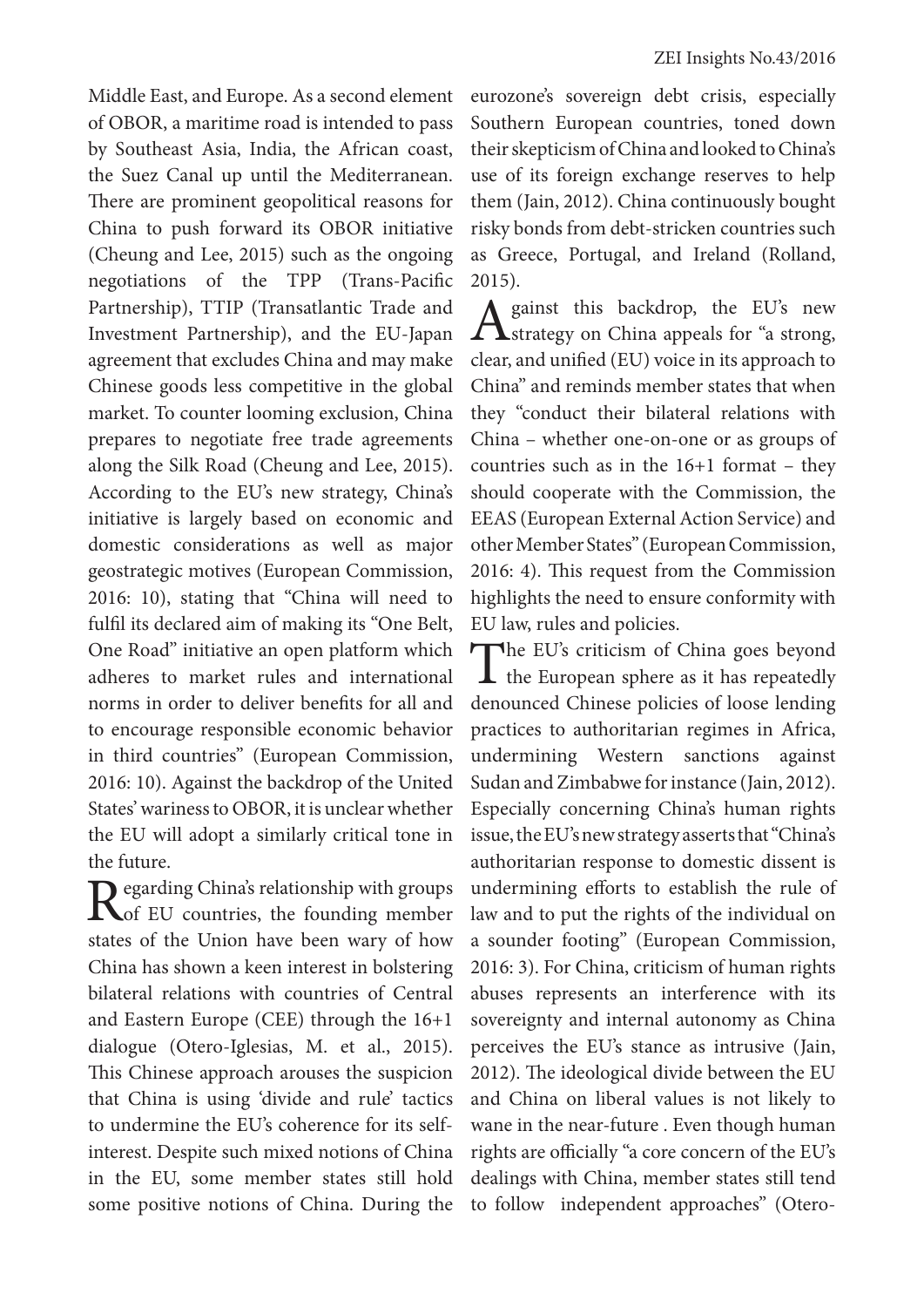Middle East, and Europe. As a second element of OBOR, a maritime road is intended to pass by Southeast Asia, India, the African coast, the Suez Canal up until the Mediterranean. There are prominent geopolitical reasons for China to push forward its OBOR initiative (Cheung and Lee, 2015) such as the ongoing negotiations of the TPP (Trans-Pacific Partnership), TTIP (Transatlantic Trade and Investment Partnership), and the EU-Japan agreement that excludes China and may make Chinese goods less competitive in the global market. To counter looming exclusion, China prepares to negotiate free trade agreements along the Silk Road (Cheung and Lee, 2015). According to the EU's new strategy, China's initiative is largely based on economic and domestic considerations as well as major geostrategic motives (European Commission, 2016: 10), stating that "China will need to fulfil its declared aim of making its "One Belt, One Road" initiative an open platform which adheres to market rules and international norms in order to deliver benefits for all and to encourage responsible economic behavior in third countries" (European Commission, 2016: 10). Against the backdrop of the United States' wariness to OBOR, it is unclear whether the EU will adopt a similarly critical tone in the future.

Regarding China's relationship with groups of EU countries, the founding member states of the Union have been wary of how China has shown a keen interest in bolstering bilateral relations with countries of Central and Eastern Europe (CEE) through the 16+1 dialogue (Otero-Iglesias, M. et al., 2015). This Chinese approach arouses the suspicion that China is using 'divide and rule' tactics to undermine the EU's coherence for its self-interest. Despite such mixed notions of China in the EU, some member states still hold some positive notions of China. During the eurozone's sovereign debt crisis, especially Southern European countries, toned down their skepticism of China and looked to China's use of its foreign exchange reserves to help them (Jain, 2012). China continuously bought risky bonds from debt-stricken countries such as Greece, Portugal, and Ireland (Rolland, 2015).

Against this backdrop, the EU's new strategy on China appeals for "a strong, clear, and unified (EU) voice in its approach to China" and reminds member states that when they "conduct their bilateral relations with China – whether one-on-one or as groups of countries such as in the 16+1 format – they should cooperate with the Commission, the EEAS (European External Action Service) and other Member States" (European Commission, 2016: 4). This request from the Commission highlights the need to ensure conformity with EU law, rules and policies.

The EU's criticism of China goes beyond the European sphere as it has repeatedly denounced Chinese policies of loose lending practices to authoritarian regimes in Africa, undermining Western sanctions against Sudan and Zimbabwe for instance (Jain, 2012). Especially concerning China's human rights issue, the EU's new strategy asserts that "China's authoritarian response to domestic dissent is undermining efforts to establish the rule of law and to put the rights of the individual on a sounder footing" (European Commission, 2016: 3). For China, criticism of human rights abuses represents an interference with its sovereignty and internal autonomy as China perceives the EU's stance as intrusive (Jain, 2012). The ideological divide between the EU and China on liberal values is not likely to wane in the near-future . Even though human rights are officially "a core concern of the EU's dealings with China, member states still tend to follow independent approaches" (Otero-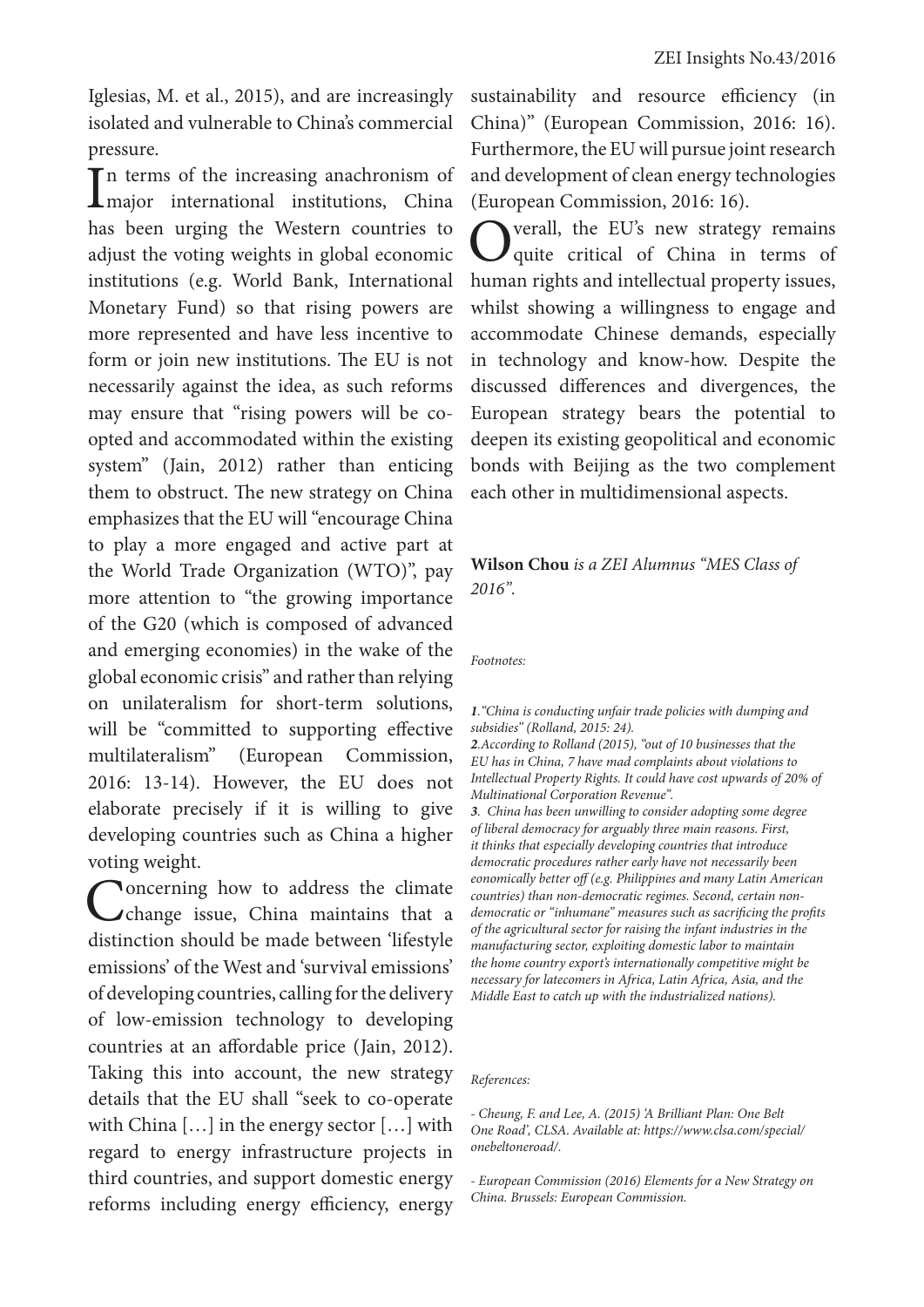Iglesias, M. et al., 2015), and are increasingly isolated and vulnerable to China's commercial pressure.

In terms of the increasing anachronism of major international institutions, China has been urging the Western countries to adjust the voting weights in global economic institutions (e.g. World Bank, International Monetary Fund) so that rising powers are more represented and have less incentive to form or join new institutions. The EU is not necessarily against the idea, as such reforms may ensure that "rising powers will be co-opted and accommodated within the existing system" (Jain, 2012) rather than enticing them to obstruct. The new strategy on China emphasizes that the EU will "encourage China to play a more engaged and active part at the World Trade Organization (WTO)", pay more attention to "the growing importance of the G20 (which is composed of advanced and emerging economies) in the wake of the global economic crisis" and rather than relying on unilateralism for short-term solutions, will be "committed to supporting effective multilateralism" (European Commission, 2016: 13-14). However, the EU does not elaborate precisely if it is willing to give developing countries such as China a higher voting weight.

Concerning how to address the climate change issue, China maintains that a distinction should be made between 'lifestyle emissions' of the West and 'survival emissions' of developing countries, calling for the delivery of low-emission technology to developing countries at an affordable price (Jain, 2012). Taking this into account, the new strategy details that the EU shall "seek to co-operate with China […] in the energy sector […] with regard to energy infrastructure projects in third countries, and support domestic energy reforms including energy efficiency, energy sustainability and resource efficiency (in China)" (European Commission, 2016: 16). Furthermore, the EU will pursue joint research and development of clean energy technologies (European Commission, 2016: 16).

Overall, the EU's new strategy remains quite critical of China in terms of human rights and intellectual property issues, whilst showing a willingness to engage and accommodate Chinese demands, especially in technology and know-how. Despite the discussed differences and divergences, the European strategy bears the potential to deepen its existing geopolitical and economic bonds with Beijing as the two complement each other in multidimensional aspects.

**Wilson Chou** *is a ZEI Alumnus "MES Class of 2016".*

*Footnotes:*

***1***. *"China is conducting unfair trade policies with dumping and subsidies" (Rolland, 2015: 24).*

***2***. *According to Rolland (2015), "out of 10 businesses that the EU has in China, 7 have mad complaints about violations to Intellectual Property Rights. It could have cost upwards of 20% of Multinational Corporation Revenue".*

***3***. *China has been unwilling to consider adopting some degree of liberal democracy for arguably three main reasons. First, it thinks that especially developing countries that introduce democratic procedures rather early have not necessarily been eonomically better off (e.g. Philippines and many Latin American countries) than non-democratic regimes. Second, certain non-democratic or "inhumane" measures such as sacrificing the profits of the agricultural sector for raising the infant industries in the manufacturing sector, exploiting domestic labor to maintain the home country export's internationally competitive might be necessary for latecomers in Africa, Latin Africa, Asia, and the Middle East to catch up with the industrialized nations).*

*References:*

*- Cheung, F. and Lee, A. (2015) 'A Brilliant Plan: One Belt One Road', CLSA. Available at: https://www.clsa.com/special/onebeltoneroad/.*

*- European Commission (2016) Elements for a New Strategy on China. Brussels: European Commission.*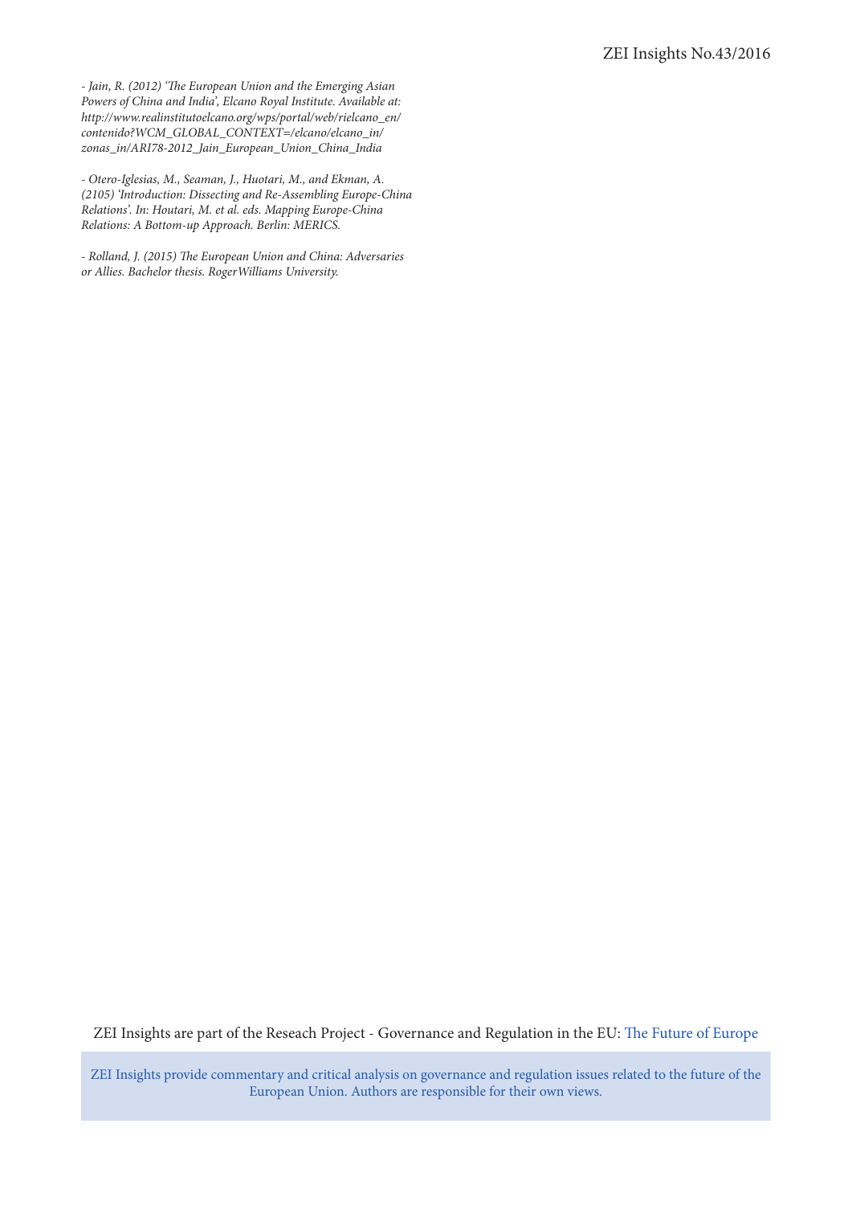- *Jain, R. (2012) 'The European Union and the Emerging Asian Powers of China and India', Elcano Royal Institute. Available at: http://www.realinstitutoelcano.org/wps/portal/web/rielcano_en/contenido?WCM_GLOBAL_CONTEXT=/elcano/elcano_in/zonas_in/ARI78-2012_Jain_European_Union_China_India*

- *Otero-Iglesias, M., Seaman, J., Huotari, M., and Ekman, A. (2105) 'Introduction: Dissecting and Re-Assembling Europe-China Relations'. In: Houtari, M. et al. eds. Mapping Europe-China Relations: A Bottom-up Approach. Berlin: MERICS.*

- *Rolland, J. (2015) The European Union and China: Adversaries or Allies. Bachelor thesis. RogerWilliams University.*

ZEI Insights are part of the Reseach Project - Governance and Regulation in the EU: The Future of Europe

ZEI Insights provide commentary and critical analysis on governance and regulation issues related to the future of the European Union. Authors are responsible for their own views.